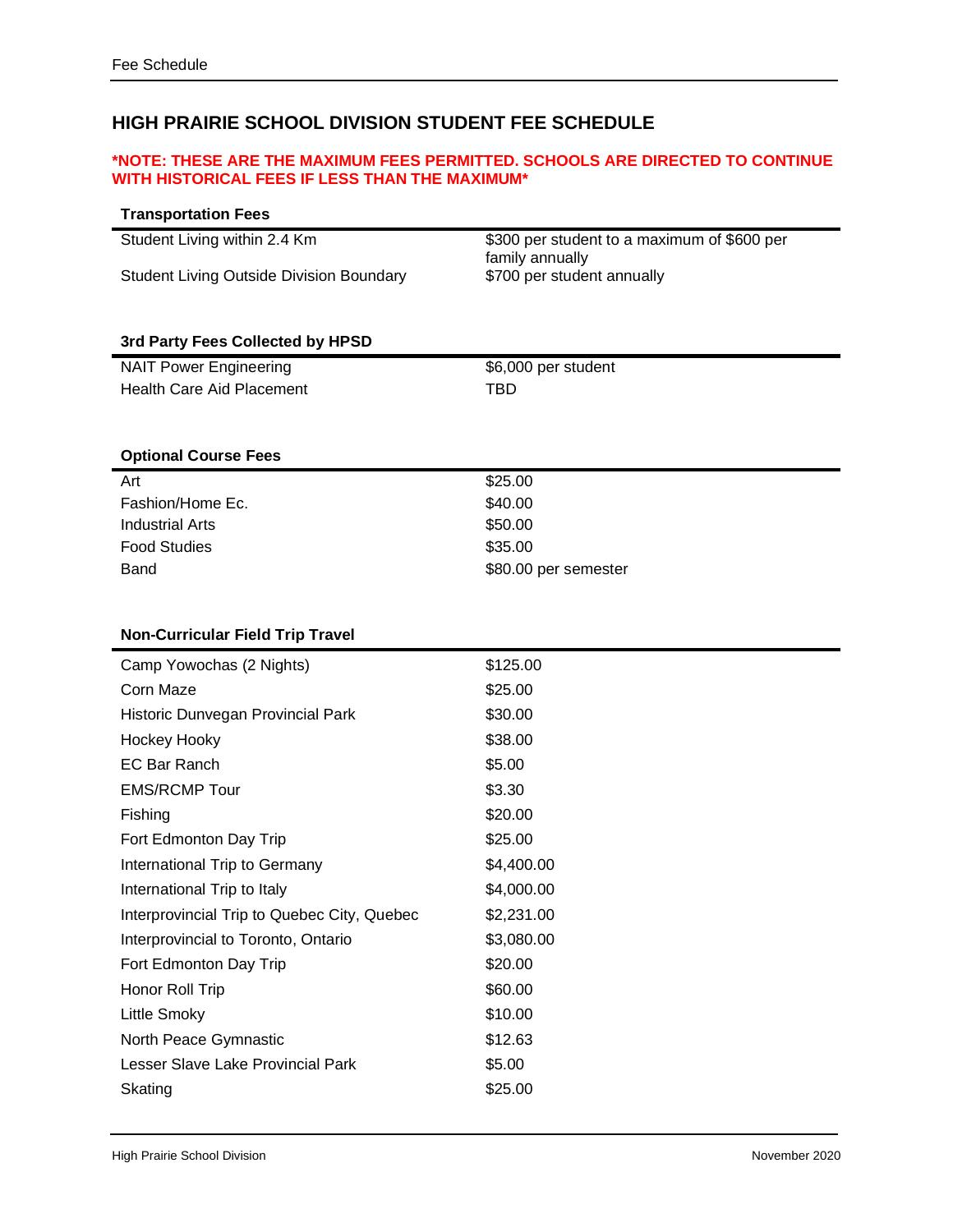## HIGH PRAIRIE SCHOOL DIVISION STUDENT FEE SCHEDULE

**\*NOTE: THESE ARE THE MAXIMUM FEES PERMITTED. SCHOOLS ARE DIRECTED TO CONTINUE WITH HISTORICAL FEES IF LESS THAN THE MAXIMUM\***

| **Transportation Fees** | |
|---|---|
| Student Living within 2.4 Km | $300 per student to a maximum of $600 per family annually |
| Student Living Outside Division Boundary | $700 per student annually |

| **3rd Party Fees Collected by HPSD** | |
|---|---|
| NAIT Power Engineering | $6,000 per student |
| Health Care Aid Placement | TBD |

| **Optional Course Fees** | |
|---|---|
| Art | $25.00 |
| Fashion/Home Ec. | $40.00 |
| Industrial Arts | $50.00 |
| Food Studies | $35.00 |
| Band | $80.00 per semester |

| **Non-Curricular Field Trip Travel** | |
|---|---|
| Camp Yowochas (2 Nights) | $125.00 |
| Corn Maze | $25.00 |
| Historic Dunvegan Provincial Park | $30.00 |
| Hockey Hooky | $38.00 |
| EC Bar Ranch | $5.00 |
| EMS/RCMP Tour | $3.30 |
| Fishing | $20.00 |
| Fort Edmonton Day Trip | $25.00 |
| International Trip to Germany | $4,400.00 |
| International Trip to Italy | $4,000.00 |
| Interprovincial Trip to Quebec City, Quebec | $2,231.00 |
| Interprovincial to Toronto, Ontario | $3,080.00 |
| Fort Edmonton Day Trip | $20.00 |
| Honor Roll Trip | $60.00 |
| Little Smoky | $10.00 |
| North Peace Gymnastic | $12.63 |
| Lesser Slave Lake Provincial Park | $5.00 |
| Skating | $25.00 |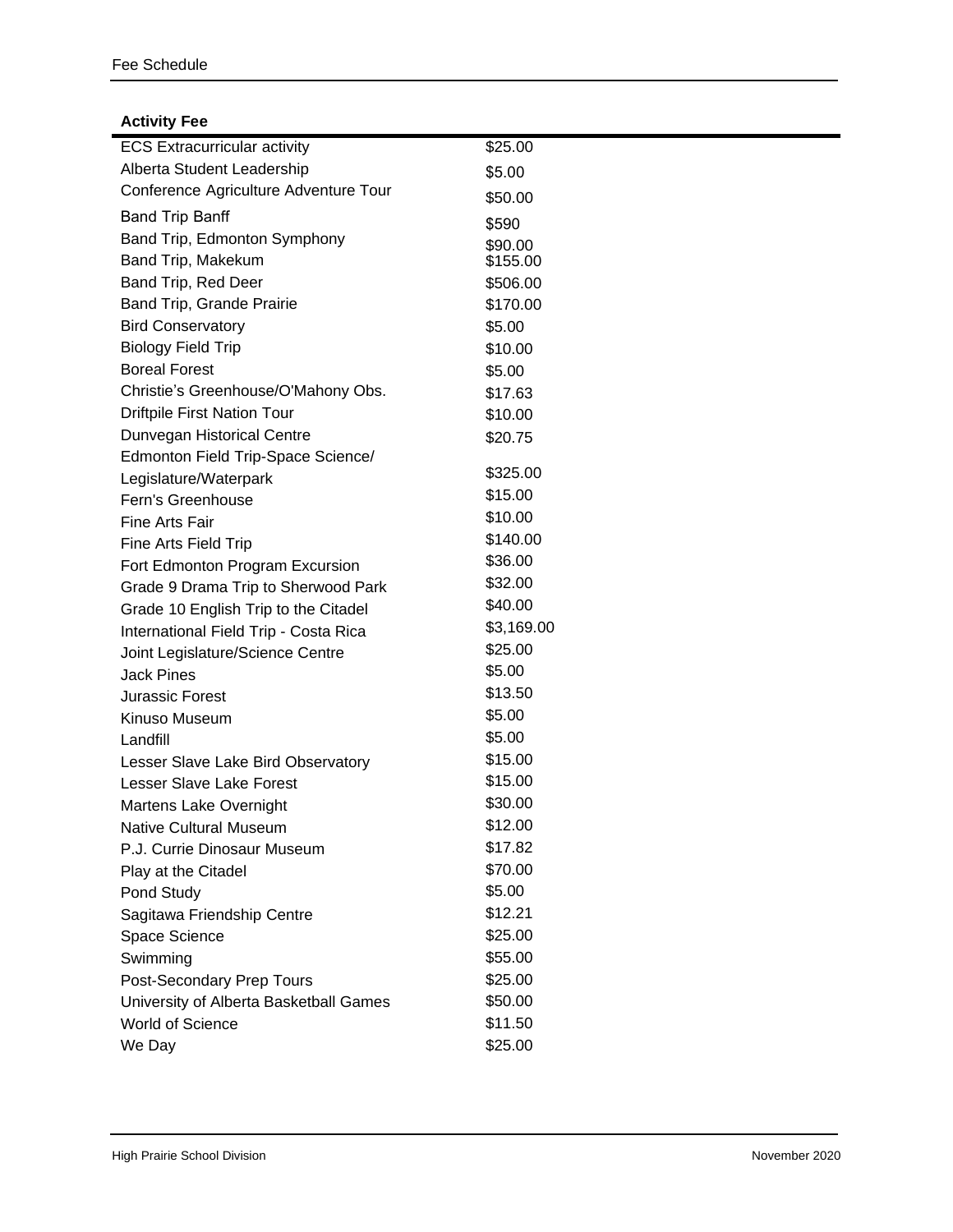| Activity Fee | |
| --- | --- |
| ECS Extracurricular activity | $25.00 |
| Alberta Student Leadership | $5.00 |
| Conference Agriculture Adventure Tour | $50.00 |
| Band Trip Banff | $590 |
| Band Trip, Edmonton Symphony | $90.00 |
| Band Trip, Makekum | $155.00 |
| Band Trip, Red Deer | $506.00 |
| Band Trip, Grande Prairie | $170.00 |
| Bird Conservatory | $5.00 |
| Biology Field Trip | $10.00 |
| Boreal Forest | $5.00 |
| Christie's Greenhouse/O'Mahony Obs. | $17.63 |
| Driftpile First Nation Tour | $10.00 |
| Dunvegan Historical Centre | $20.75 |
| Edmonton Field Trip-Space Science/ Legislature/Waterpark | $325.00 |
| Fern's Greenhouse | $15.00 |
| Fine Arts Fair | $10.00 |
| Fine Arts Field Trip | $140.00 |
| Fort Edmonton Program Excursion | $36.00 |
| Grade 9 Drama Trip to Sherwood Park | $32.00 |
| Grade 10 English Trip to the Citadel | $40.00 |
| International Field Trip - Costa Rica | $3,169.00 |
| Joint Legislature/Science Centre | $25.00 |
| Jack Pines | $5.00 |
| Jurassic Forest | $13.50 |
| Kinuso Museum | $5.00 |
| Landfill | $5.00 |
| Lesser Slave Lake Bird Observatory | $15.00 |
| Lesser Slave Lake Forest | $15.00 |
| Martens Lake Overnight | $30.00 |
| Native Cultural Museum | $12.00 |
| P.J. Currie Dinosaur Museum | $17.82 |
| Play at the Citadel | $70.00 |
| Pond Study | $5.00 |
| Sagitawa Friendship Centre | $12.21 |
| Space Science | $25.00 |
| Swimming | $55.00 |
| Post-Secondary Prep Tours | $25.00 |
| University of Alberta Basketball Games | $50.00 |
| World of Science | $11.50 |
| We Day | $25.00 |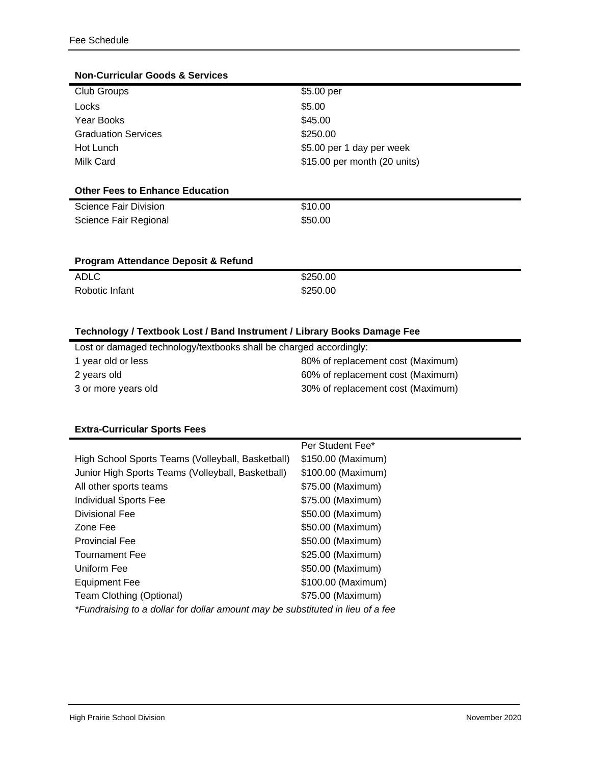# Fee Schedule

## Non-Curricular Goods & Services

| | |
|---|---|
| Club Groups | $5.00 per |
| Locks | $5.00 |
| Year Books | $45.00 |
| Graduation Services | $250.00 |
| Hot Lunch | $5.00 per 1 day per week |
| Milk Card | $15.00 per month (20 units) |

## Other Fees to Enhance Education

| | |
|---|---|
| Science Fair Division | $10.00 |
| Science Fair Regional | $50.00 |

## Program Attendance Deposit & Refund

| | |
|---|---|
| ADLC | $250.00 |
| Robotic Infant | $250.00 |

## Technology / Textbook Lost / Band Instrument / Library Books Damage Fee

Lost or damaged technology/textbooks shall be charged accordingly:

| | |
|---|---|
| 1 year old or less | 80% of replacement cost (Maximum) |
| 2 years old | 60% of replacement cost (Maximum) |
| 3 or more years old | 30% of replacement cost (Maximum) |

## Extra-Curricular Sports Fees

| | Per Student Fee* |
|---|---|
| High School Sports Teams (Volleyball, Basketball) | $150.00 (Maximum) |
| Junior High Sports Teams (Volleyball, Basketball) | $100.00 (Maximum) |
| All other sports teams | $75.00 (Maximum) |
| Individual Sports Fee | $75.00 (Maximum) |
| Divisional Fee | $50.00 (Maximum) |
| Zone Fee | $50.00 (Maximum) |
| Provincial Fee | $50.00 (Maximum) |
| Tournament Fee | $25.00 (Maximum) |
| Uniform Fee | $50.00 (Maximum) |
| Equipment Fee | $100.00 (Maximum) |
| Team Clothing (Optional) | $75.00 (Maximum) |

*\*Fundraising to a dollar for dollar amount may be substituted in lieu of a fee*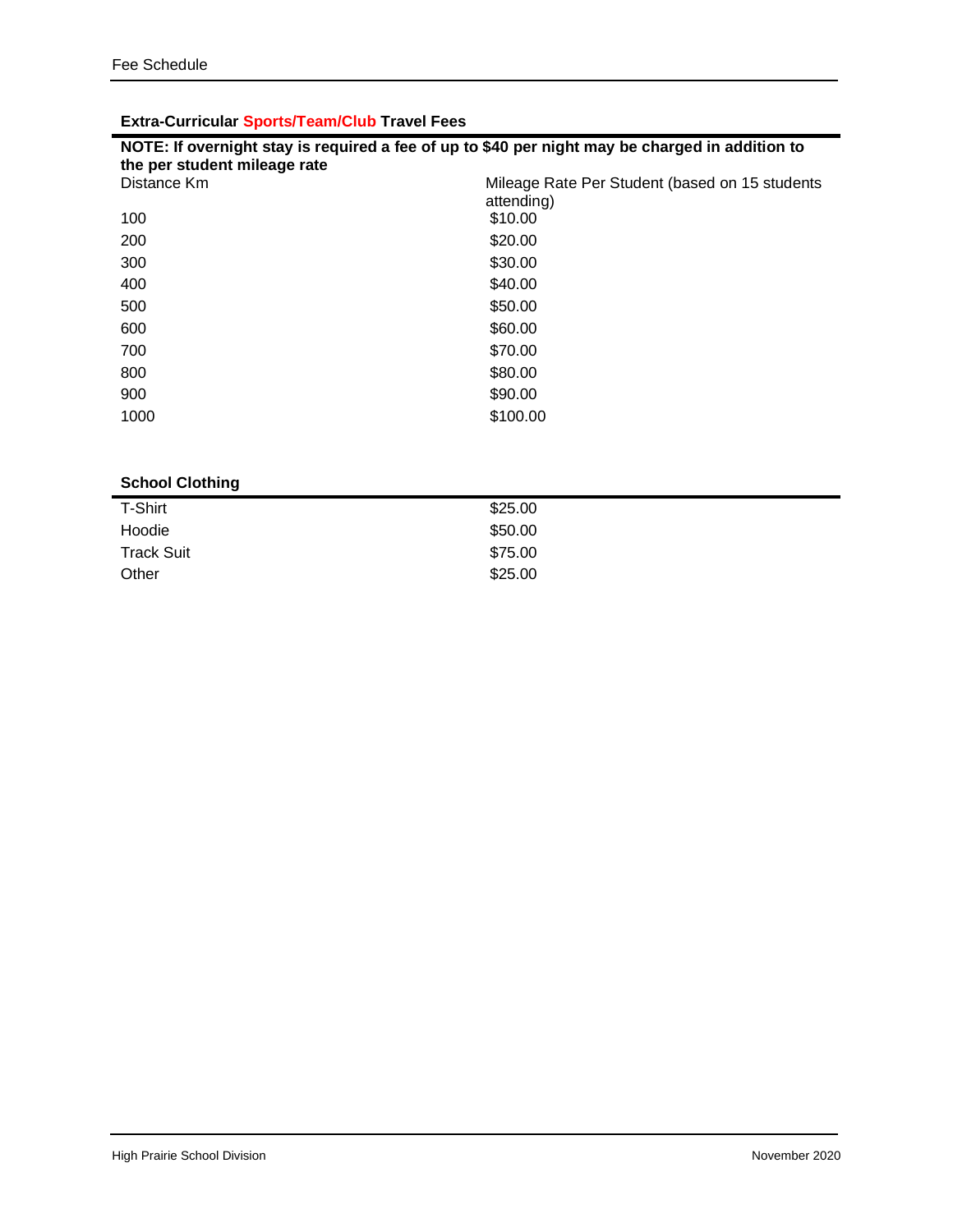## Extra-Curricular Sports/Team/Club Travel Fees

**NOTE: If overnight stay is required a fee of up to $40 per night may be charged in addition to the per student mileage rate**

| Distance Km | Mileage Rate Per Student (based on 15 students attending) |
|---|---|
| 100 | $10.00 |
| 200 | $20.00 |
| 300 | $30.00 |
| 400 | $40.00 |
| 500 | $50.00 |
| 600 | $60.00 |
| 700 | $70.00 |
| 800 | $80.00 |
| 900 | $90.00 |
| 1000 | $100.00 |

## School Clothing

| | |
|---|---|
| T-Shirt | $25.00 |
| Hoodie | $50.00 |
| Track Suit | $75.00 |
| Other | $25.00 |